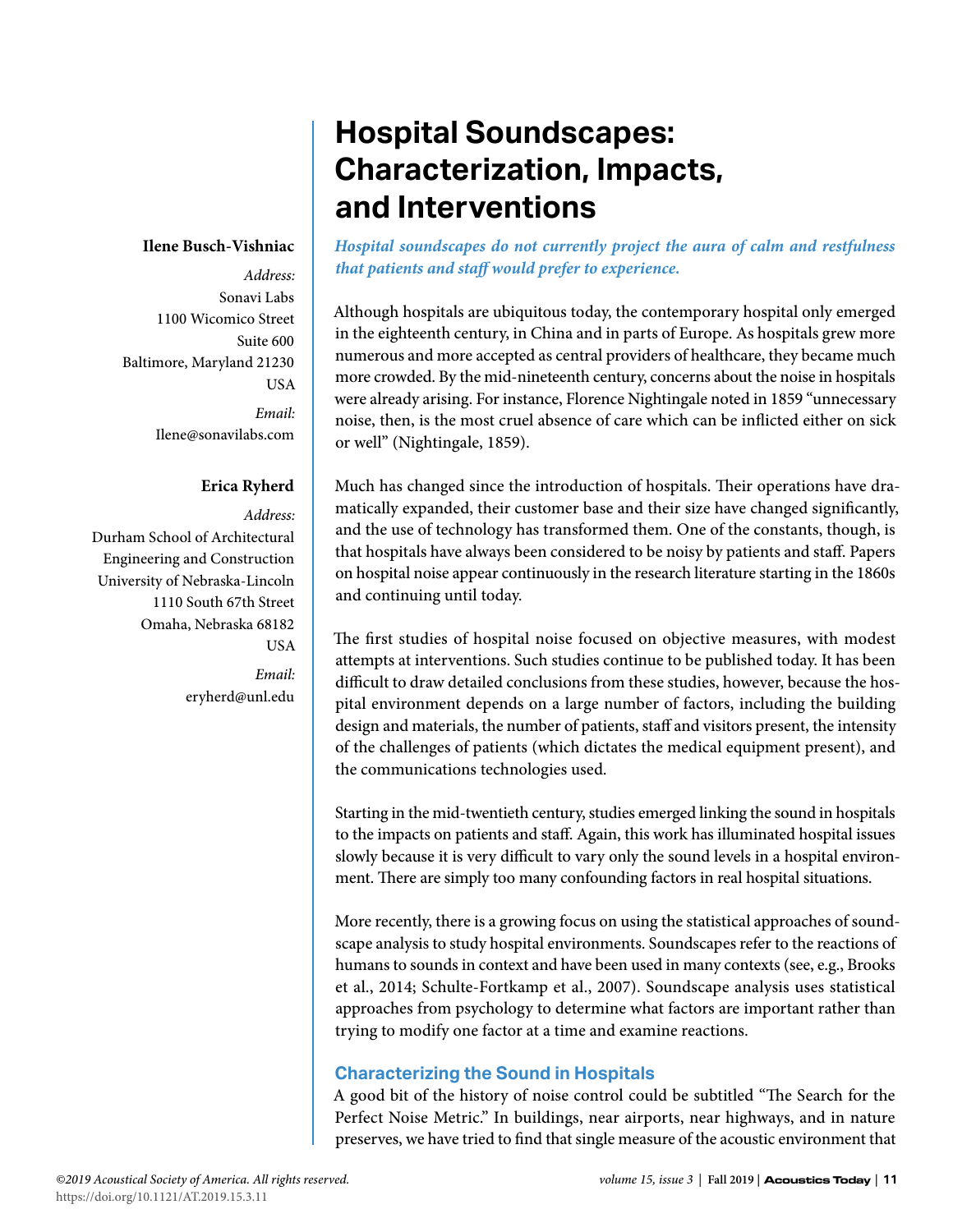# Hospital Soundscapes: Characterization, Impacts, and Interventions

**Ilene Busch-Vishniac**

*Address:*
Sonavi Labs
1100 Wicomico Street
Suite 600
Baltimore, Maryland 21230
USA

*Email:*
Ilene@sonavilabs.com

**Erica Ryherd**

*Address:*
Durham School of Architectural Engineering and Construction
University of Nebraska-Lincoln
1110 South 67th Street
Omaha, Nebraska 68182
USA

*Email:*
eryherd@unl.edu

***Hospital soundscapes do not currently project the aura of calm and restfulness that patients and staff would prefer to experience.***

Although hospitals are ubiquitous today, the contemporary hospital only emerged in the eighteenth century, in China and in parts of Europe. As hospitals grew more numerous and more accepted as central providers of healthcare, they became much more crowded. By the mid-nineteenth century, concerns about the noise in hospitals were already arising. For instance, Florence Nightingale noted in 1859 "unnecessary noise, then, is the most cruel absence of care which can be inflicted either on sick or well" (Nightingale, 1859).

Much has changed since the introduction of hospitals. Their operations have dramatically expanded, their customer base and their size have changed significantly, and the use of technology has transformed them. One of the constants, though, is that hospitals have always been considered to be noisy by patients and staff. Papers on hospital noise appear continuously in the research literature starting in the 1860s and continuing until today.

The first studies of hospital noise focused on objective measures, with modest attempts at interventions. Such studies continue to be published today. It has been difficult to draw detailed conclusions from these studies, however, because the hospital environment depends on a large number of factors, including the building design and materials, the number of patients, staff and visitors present, the intensity of the challenges of patients (which dictates the medical equipment present), and the communications technologies used.

Starting in the mid-twentieth century, studies emerged linking the sound in hospitals to the impacts on patients and staff. Again, this work has illuminated hospital issues slowly because it is very difficult to vary only the sound levels in a hospital environment. There are simply too many confounding factors in real hospital situations.

More recently, there is a growing focus on using the statistical approaches of soundscape analysis to study hospital environments. Soundscapes refer to the reactions of humans to sounds in context and have been used in many contexts (see, e.g., Brooks et al., 2014; Schulte-Fortkamp et al., 2007). Soundscape analysis uses statistical approaches from psychology to determine what factors are important rather than trying to modify one factor at a time and examine reactions.

## Characterizing the Sound in Hospitals

A good bit of the history of noise control could be subtitled "The Search for the Perfect Noise Metric." In buildings, near airports, near highways, and in nature preserves, we have tried to find that single measure of the acoustic environment that

*©2019 Acoustical Society of America. All rights reserved.*
https://doi.org/10.1121/AT.2019.15.3.11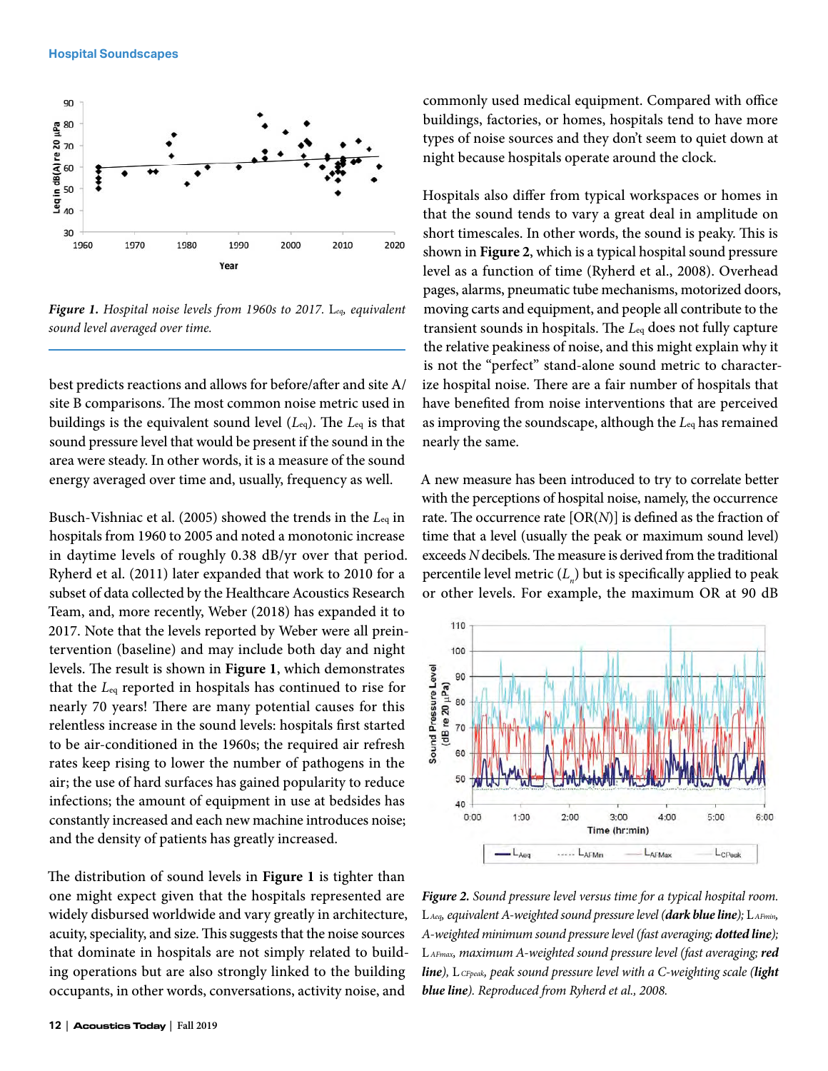*Figure 1. Hospital noise levels from 1960s to 2017.* $L_{eq}$, *equivalent sound level averaged over time.*

best predicts reactions and allows for before/after and site A/site B comparisons. The most common noise metric used in buildings is the equivalent sound level ($L_{eq}$). The $L_{eq}$ is that sound pressure level that would be present if the sound in the area were steady. In other words, it is a measure of the sound energy averaged over time and, usually, frequency as well.

Busch-Vishniac et al. (2005) showed the trends in the $L_{eq}$ in hospitals from 1960 to 2005 and noted a monotonic increase in daytime levels of roughly 0.38 dB/yr over that period. Ryherd et al. (2011) later expanded that work to 2010 for a subset of data collected by the Healthcare Acoustics Research Team, and, more recently, Weber (2018) has expanded it to 2017. Note that the levels reported by Weber were all preintervention (baseline) and may include both day and night levels. The result is shown in **Figure 1**, which demonstrates that the $L_{eq}$ reported in hospitals has continued to rise for nearly 70 years! There are many potential causes for this relentless increase in the sound levels: hospitals first started to be air-conditioned in the 1960s; the required air refresh rates keep rising to lower the number of pathogens in the air; the use of hard surfaces has gained popularity to reduce infections; the amount of equipment in use at bedsides has constantly increased and each new machine introduces noise; and the density of patients has greatly increased.

The distribution of sound levels in **Figure 1** is tighter than one might expect given that the hospitals represented are widely disbursed worldwide and vary greatly in architecture, acuity, speciality, and size. This suggests that the noise sources that dominate in hospitals are not simply related to building operations but are also strongly linked to the building occupants, in other words, conversations, activity noise, and commonly used medical equipment. Compared with office buildings, factories, or homes, hospitals tend to have more types of noise sources and they don't seem to quiet down at night because hospitals operate around the clock.

Hospitals also differ from typical workspaces or homes in that the sound tends to vary a great deal in amplitude on short timescales. In other words, the sound is peaky. This is shown in **Figure 2**, which is a typical hospital sound pressure level as a function of time (Ryherd et al., 2008). Overhead pages, alarms, pneumatic tube mechanisms, motorized doors, moving carts and equipment, and people all contribute to the transient sounds in hospitals. The $L_{eq}$ does not fully capture the relative peakiness of noise, and this might explain why it is not the "perfect" stand-alone sound metric to characterize hospital noise. There are a fair number of hospitals that have benefited from noise interventions that are perceived as improving the soundscape, although the $L_{eq}$ has remained nearly the same.

A new measure has been introduced to try to correlate better with the perceptions of hospital noise, namely, the occurrence rate. The occurrence rate [OR($N$)] is defined as the fraction of time that a level (usually the peak or maximum sound level) exceeds $N$ decibels. The measure is derived from the traditional percentile level metric ($L_n$) but is specifically applied to peak or other levels. For example, the maximum OR at 90 dB

*Figure 2. Sound pressure level versus time for a typical hospital room.* $L_{Aeq}$, *equivalent A-weighted sound pressure level (**dark blue line**);* $L_{AFmin}$, *A-weighted minimum sound pressure level (fast averaging; **dotted line**);* $L_{AFmax}$, *maximum A-weighted sound pressure level (fast averaging; **red line**),* $L_{CFpeak}$, *peak sound pressure level with a C-weighting scale (**light blue line**). Reproduced from Ryherd et al., 2008.*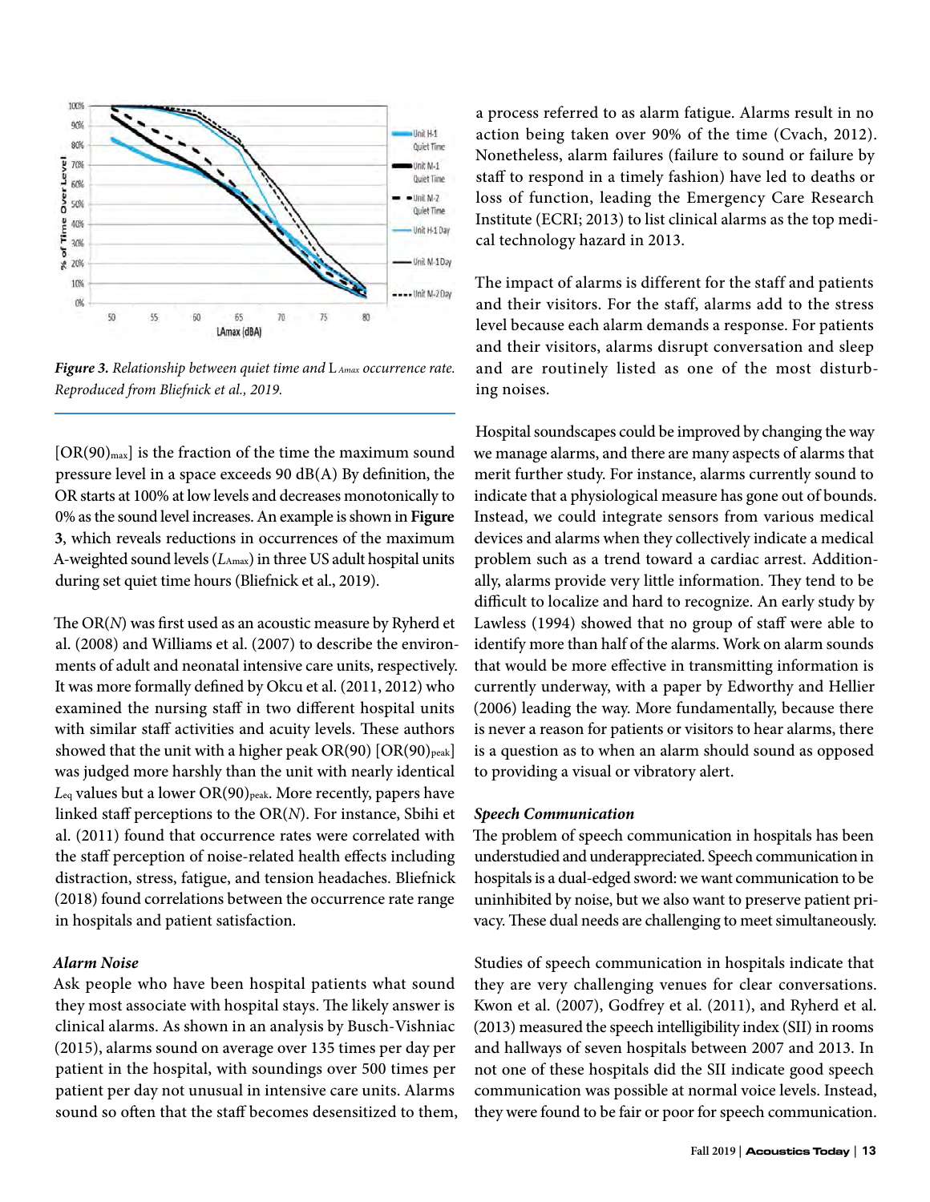*Figure 3. Relationship between quiet time and $L_{Amax}$ occurrence rate. Reproduced from Bliefnick et al., 2019.*

[$OR(90)_{max}$] is the fraction of the time the maximum sound pressure level in a space exceeds 90 dB(A) By definition, the OR starts at 100% at low levels and decreases monotonically to 0% as the sound level increases. An example is shown in **Figure 3**, which reveals reductions in occurrences of the maximum A-weighted sound levels ($L_{Amax}$) in three US adult hospital units during set quiet time hours (Bliefnick et al., 2019).

The OR($N$) was first used as an acoustic measure by Ryherd et al. (2008) and Williams et al. (2007) to describe the environments of adult and neonatal intensive care units, respectively. It was more formally defined by Okcu et al. (2011, 2012) who examined the nursing staff in two different hospital units with similar staff activities and acuity levels. These authors showed that the unit with a higher peak OR(90) [$OR(90)_{peak}$] was judged more harshly than the unit with nearly identical $L_{eq}$ values but a lower $OR(90)_{peak}$. More recently, papers have linked staff perceptions to the OR($N$). For instance, Sbihi et al. (2011) found that occurrence rates were correlated with the staff perception of noise-related health effects including distraction, stress, fatigue, and tension headaches. Bliefnick (2018) found correlations between the occurrence rate range in hospitals and patient satisfaction.

### *Alarm Noise*

Ask people who have been hospital patients what sound they most associate with hospital stays. The likely answer is clinical alarms. As shown in an analysis by Busch-Vishniac (2015), alarms sound on average over 135 times per day per patient in the hospital, with soundings over 500 times per patient per day not unusual in intensive care units. Alarms sound so often that the staff becomes desensitized to them, a process referred to as alarm fatigue. Alarms result in no action being taken over 90% of the time (Cvach, 2012). Nonetheless, alarm failures (failure to sound or failure by staff to respond in a timely fashion) have led to deaths or loss of function, leading the Emergency Care Research Institute (ECRI; 2013) to list clinical alarms as the top medical technology hazard in 2013.

The impact of alarms is different for the staff and patients and their visitors. For the staff, alarms add to the stress level because each alarm demands a response. For patients and their visitors, alarms disrupt conversation and sleep and are routinely listed as one of the most disturbing noises.

Hospital soundscapes could be improved by changing the way we manage alarms, and there are many aspects of alarms that merit further study. For instance, alarms currently sound to indicate that a physiological measure has gone out of bounds. Instead, we could integrate sensors from various medical devices and alarms when they collectively indicate a medical problem such as a trend toward a cardiac arrest. Additionally, alarms provide very little information. They tend to be difficult to localize and hard to recognize. An early study by Lawless (1994) showed that no group of staff were able to identify more than half of the alarms. Work on alarm sounds that would be more effective in transmitting information is currently underway, with a paper by Edworthy and Hellier (2006) leading the way. More fundamentally, because there is never a reason for patients or visitors to hear alarms, there is a question as to when an alarm should sound as opposed to providing a visual or vibratory alert.

### *Speech Communication*

The problem of speech communication in hospitals has been understudied and underappreciated. Speech communication in hospitals is a dual-edged sword: we want communication to be uninhibited by noise, but we also want to preserve patient privacy. These dual needs are challenging to meet simultaneously.

Studies of speech communication in hospitals indicate that they are very challenging venues for clear conversations. Kwon et al. (2007), Godfrey et al. (2011), and Ryherd et al. (2013) measured the speech intelligibility index (SII) in rooms and hallways of seven hospitals between 2007 and 2013. In not one of these hospitals did the SII indicate good speech communication was possible at normal voice levels. Instead, they were found to be fair or poor for speech communication.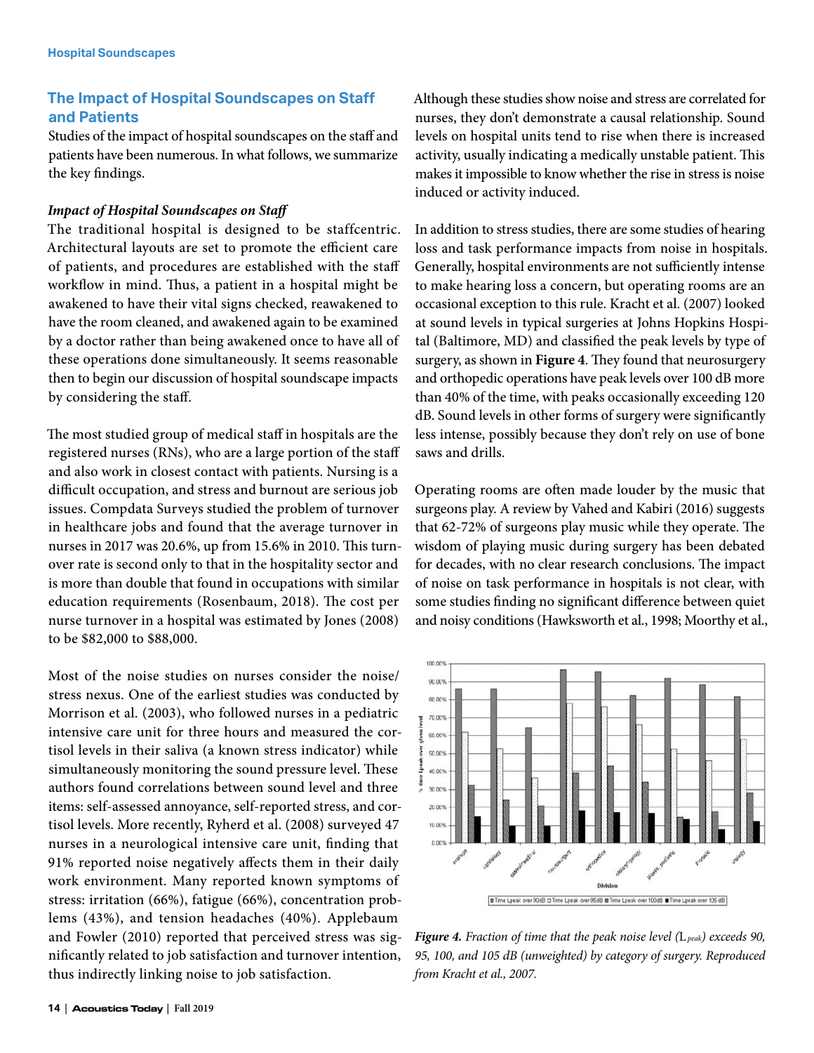## The Impact of Hospital Soundscapes on Staff and Patients

Studies of the impact of hospital soundscapes on the staff and patients have been numerous. In what follows, we summarize the key findings.

### *Impact of Hospital Soundscapes on Staff*

The traditional hospital is designed to be staffcentric. Architectural layouts are set to promote the efficient care of patients, and procedures are established with the staff workflow in mind. Thus, a patient in a hospital might be awakened to have their vital signs checked, reawakened to have the room cleaned, and awakened again to be examined by a doctor rather than being awakened once to have all of these operations done simultaneously. It seems reasonable then to begin our discussion of hospital soundscape impacts by considering the staff.

The most studied group of medical staff in hospitals are the registered nurses (RNs), who are a large portion of the staff and also work in closest contact with patients. Nursing is a difficult occupation, and stress and burnout are serious job issues. Compdata Surveys studied the problem of turnover in healthcare jobs and found that the average turnover in nurses in 2017 was 20.6%, up from 15.6% in 2010. This turnover rate is second only to that in the hospitality sector and is more than double that found in occupations with similar education requirements (Rosenbaum, 2018). The cost per nurse turnover in a hospital was estimated by Jones (2008) to be $82,000 to $88,000.

Most of the noise studies on nurses consider the noise/stress nexus. One of the earliest studies was conducted by Morrison et al. (2003), who followed nurses in a pediatric intensive care unit for three hours and measured the cortisol levels in their saliva (a known stress indicator) while simultaneously monitoring the sound pressure level. These authors found correlations between sound level and three items: self-assessed annoyance, self-reported stress, and cortisol levels. More recently, Ryherd et al. (2008) surveyed 47 nurses in a neurological intensive care unit, finding that 91% reported noise negatively affects them in their daily work environment. Many reported known symptoms of stress: irritation (66%), fatigue (66%), concentration problems (43%), and tension headaches (40%). Applebaum and Fowler (2010) reported that perceived stress was significantly related to job satisfaction and turnover intention, thus indirectly linking noise to job satisfaction.

Although these studies show noise and stress are correlated for nurses, they don't demonstrate a causal relationship. Sound levels on hospital units tend to rise when there is increased activity, usually indicating a medically unstable patient. This makes it impossible to know whether the rise in stress is noise induced or activity induced.

In addition to stress studies, there are some studies of hearing loss and task performance impacts from noise in hospitals. Generally, hospital environments are not sufficiently intense to make hearing loss a concern, but operating rooms are an occasional exception to this rule. Kracht et al. (2007) looked at sound levels in typical surgeries at Johns Hopkins Hospital (Baltimore, MD) and classified the peak levels by type of surgery, as shown in **Figure 4**. They found that neurosurgery and orthopedic operations have peak levels over 100 dB more than 40% of the time, with peaks occasionally exceeding 120 dB. Sound levels in other forms of surgery were significantly less intense, possibly because they don't rely on use of bone saws and drills.

Operating rooms are often made louder by the music that surgeons play. A review by Vahed and Kabiri (2016) suggests that 62-72% of surgeons play music while they operate. The wisdom of playing music during surgery has been debated for decades, with no clear research conclusions. The impact of noise on task performance in hospitals is not clear, with some studies finding no significant difference between quiet and noisy conditions (Hawksworth et al., 1998; Moorthy et al.,

*Figure 4. Fraction of time that the peak noise level ($L_{peak}$) exceeds 90, 95, 100, and 105 dB (unweighted) by category of surgery. Reproduced from Kracht et al., 2007.*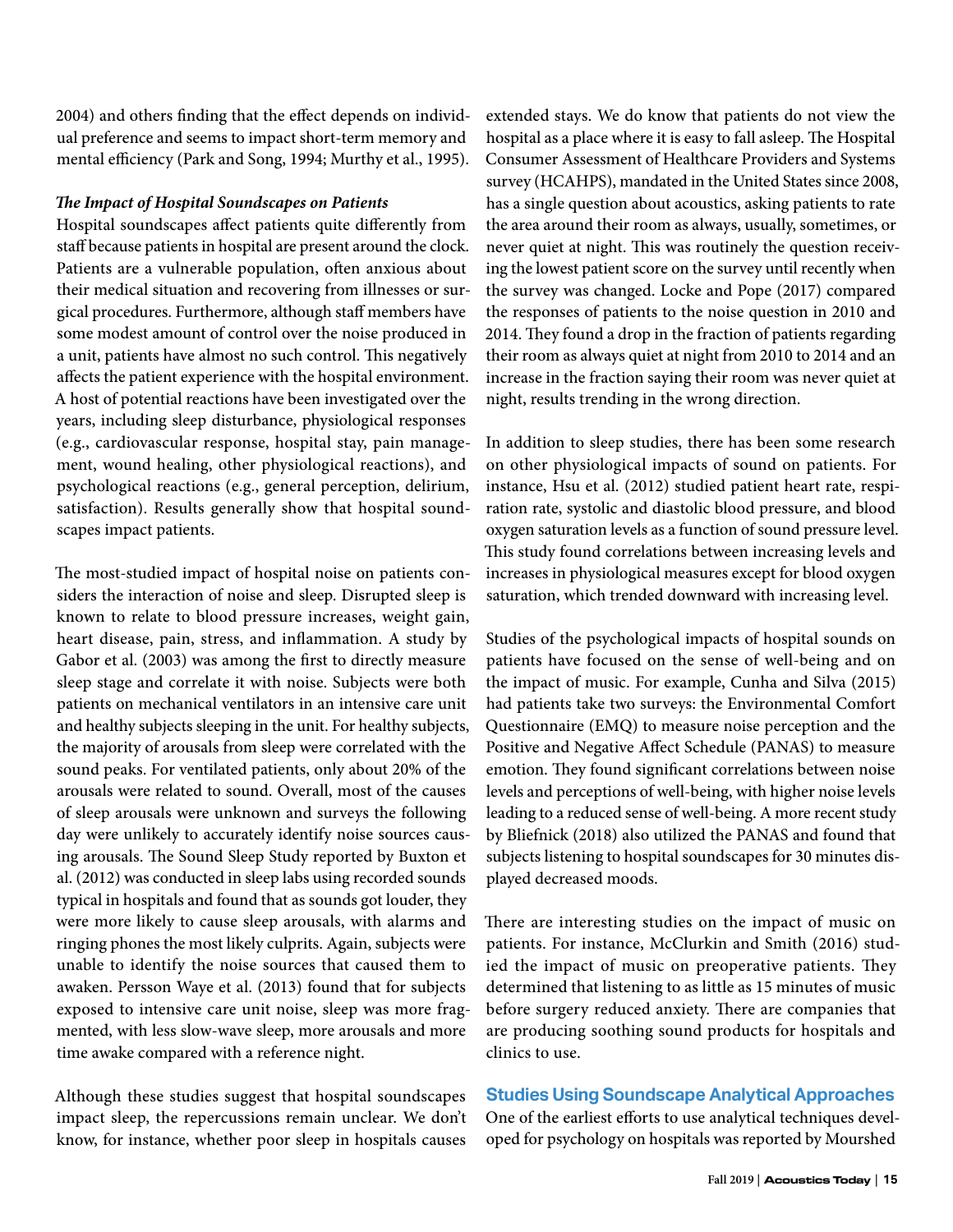2004) and others finding that the effect depends on individual preference and seems to impact short-term memory and mental efficiency (Park and Song, 1994; Murthy et al., 1995).

***The Impact of Hospital Soundscapes on Patients***

Hospital soundscapes affect patients quite differently from staff because patients in hospital are present around the clock. Patients are a vulnerable population, often anxious about their medical situation and recovering from illnesses or surgical procedures. Furthermore, although staff members have some modest amount of control over the noise produced in a unit, patients have almost no such control. This negatively affects the patient experience with the hospital environment. A host of potential reactions have been investigated over the years, including sleep disturbance, physiological responses (e.g., cardiovascular response, hospital stay, pain management, wound healing, other physiological reactions), and psychological reactions (e.g., general perception, delirium, satisfaction). Results generally show that hospital soundscapes impact patients.

The most-studied impact of hospital noise on patients considers the interaction of noise and sleep. Disrupted sleep is known to relate to blood pressure increases, weight gain, heart disease, pain, stress, and inflammation. A study by Gabor et al. (2003) was among the first to directly measure sleep stage and correlate it with noise. Subjects were both patients on mechanical ventilators in an intensive care unit and healthy subjects sleeping in the unit. For healthy subjects, the majority of arousals from sleep were correlated with the sound peaks. For ventilated patients, only about 20% of the arousals were related to sound. Overall, most of the causes of sleep arousals were unknown and surveys the following day were unlikely to accurately identify noise sources causing arousals. The Sound Sleep Study reported by Buxton et al. (2012) was conducted in sleep labs using recorded sounds typical in hospitals and found that as sounds got louder, they were more likely to cause sleep arousals, with alarms and ringing phones the most likely culprits. Again, subjects were unable to identify the noise sources that caused them to awaken. Persson Waye et al. (2013) found that for subjects exposed to intensive care unit noise, sleep was more fragmented, with less slow-wave sleep, more arousals and more time awake compared with a reference night.

Although these studies suggest that hospital soundscapes impact sleep, the repercussions remain unclear. We don't know, for instance, whether poor sleep in hospitals causes extended stays. We do know that patients do not view the hospital as a place where it is easy to fall asleep. The Hospital Consumer Assessment of Healthcare Providers and Systems survey (HCAHPS), mandated in the United States since 2008, has a single question about acoustics, asking patients to rate the area around their room as always, usually, sometimes, or never quiet at night. This was routinely the question receiving the lowest patient score on the survey until recently when the survey was changed. Locke and Pope (2017) compared the responses of patients to the noise question in 2010 and 2014. They found a drop in the fraction of patients regarding their room as always quiet at night from 2010 to 2014 and an increase in the fraction saying their room was never quiet at night, results trending in the wrong direction.

In addition to sleep studies, there has been some research on other physiological impacts of sound on patients. For instance, Hsu et al. (2012) studied patient heart rate, respiration rate, systolic and diastolic blood pressure, and blood oxygen saturation levels as a function of sound pressure level. This study found correlations between increasing levels and increases in physiological measures except for blood oxygen saturation, which trended downward with increasing level.

Studies of the psychological impacts of hospital sounds on patients have focused on the sense of well-being and on the impact of music. For example, Cunha and Silva (2015) had patients take two surveys: the Environmental Comfort Questionnaire (EMQ) to measure noise perception and the Positive and Negative Affect Schedule (PANAS) to measure emotion. They found significant correlations between noise levels and perceptions of well-being, with higher noise levels leading to a reduced sense of well-being. A more recent study by Bliefnick (2018) also utilized the PANAS and found that subjects listening to hospital soundscapes for 30 minutes displayed decreased moods.

There are interesting studies on the impact of music on patients. For instance, McClurkin and Smith (2016) studied the impact of music on preoperative patients. They determined that listening to as little as 15 minutes of music before surgery reduced anxiety. There are companies that are producing soothing sound products for hospitals and clinics to use.

## Studies Using Soundscape Analytical Approaches

One of the earliest efforts to use analytical techniques developed for psychology on hospitals was reported by Mourshed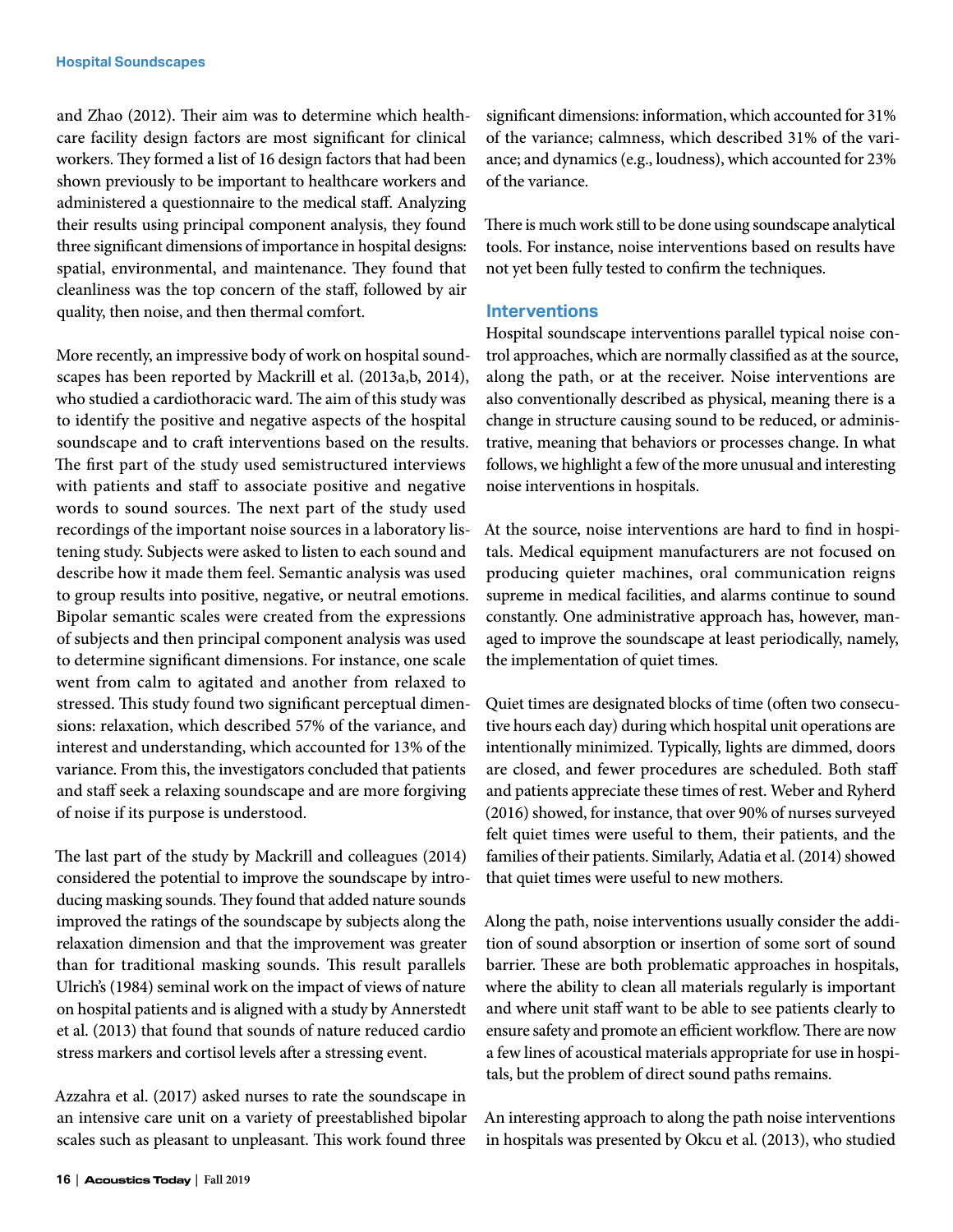and Zhao (2012). Their aim was to determine which healthcare facility design factors are most significant for clinical workers. They formed a list of 16 design factors that had been shown previously to be important to healthcare workers and administered a questionnaire to the medical staff. Analyzing their results using principal component analysis, they found three significant dimensions of importance in hospital designs: spatial, environmental, and maintenance. They found that cleanliness was the top concern of the staff, followed by air quality, then noise, and then thermal comfort.

More recently, an impressive body of work on hospital soundscapes has been reported by Mackrill et al. (2013a,b, 2014), who studied a cardiothoracic ward. The aim of this study was to identify the positive and negative aspects of the hospital soundscape and to craft interventions based on the results. The first part of the study used semistructured interviews with patients and staff to associate positive and negative words to sound sources. The next part of the study used recordings of the important noise sources in a laboratory listening study. Subjects were asked to listen to each sound and describe how it made them feel. Semantic analysis was used to group results into positive, negative, or neutral emotions. Bipolar semantic scales were created from the expressions of subjects and then principal component analysis was used to determine significant dimensions. For instance, one scale went from calm to agitated and another from relaxed to stressed. This study found two significant perceptual dimensions: relaxation, which described 57% of the variance, and interest and understanding, which accounted for 13% of the variance. From this, the investigators concluded that patients and staff seek a relaxing soundscape and are more forgiving of noise if its purpose is understood.

The last part of the study by Mackrill and colleagues (2014) considered the potential to improve the soundscape by introducing masking sounds. They found that added nature sounds improved the ratings of the soundscape by subjects along the relaxation dimension and that the improvement was greater than for traditional masking sounds. This result parallels Ulrich's (1984) seminal work on the impact of views of nature on hospital patients and is aligned with a study by Annerstedt et al. (2013) that found that sounds of nature reduced cardio stress markers and cortisol levels after a stressing event.

Azzahra et al. (2017) asked nurses to rate the soundscape in an intensive care unit on a variety of preestablished bipolar scales such as pleasant to unpleasant. This work found three significant dimensions: information, which accounted for 31% of the variance; calmness, which described 31% of the variance; and dynamics (e.g., loudness), which accounted for 23% of the variance.

There is much work still to be done using soundscape analytical tools. For instance, noise interventions based on results have not yet been fully tested to confirm the techniques.

## Interventions

Hospital soundscape interventions parallel typical noise control approaches, which are normally classified as at the source, along the path, or at the receiver. Noise interventions are also conventionally described as physical, meaning there is a change in structure causing sound to be reduced, or administrative, meaning that behaviors or processes change. In what follows, we highlight a few of the more unusual and interesting noise interventions in hospitals.

At the source, noise interventions are hard to find in hospitals. Medical equipment manufacturers are not focused on producing quieter machines, oral communication reigns supreme in medical facilities, and alarms continue to sound constantly. One administrative approach has, however, managed to improve the soundscape at least periodically, namely, the implementation of quiet times.

Quiet times are designated blocks of time (often two consecutive hours each day) during which hospital unit operations are intentionally minimized. Typically, lights are dimmed, doors are closed, and fewer procedures are scheduled. Both staff and patients appreciate these times of rest. Weber and Ryherd (2016) showed, for instance, that over 90% of nurses surveyed felt quiet times were useful to them, their patients, and the families of their patients. Similarly, Adatia et al. (2014) showed that quiet times were useful to new mothers.

Along the path, noise interventions usually consider the addition of sound absorption or insertion of some sort of sound barrier. These are both problematic approaches in hospitals, where the ability to clean all materials regularly is important and where unit staff want to be able to see patients clearly to ensure safety and promote an efficient workflow. There are now a few lines of acoustical materials appropriate for use in hospitals, but the problem of direct sound paths remains.

An interesting approach to along the path noise interventions in hospitals was presented by Okcu et al. (2013), who studied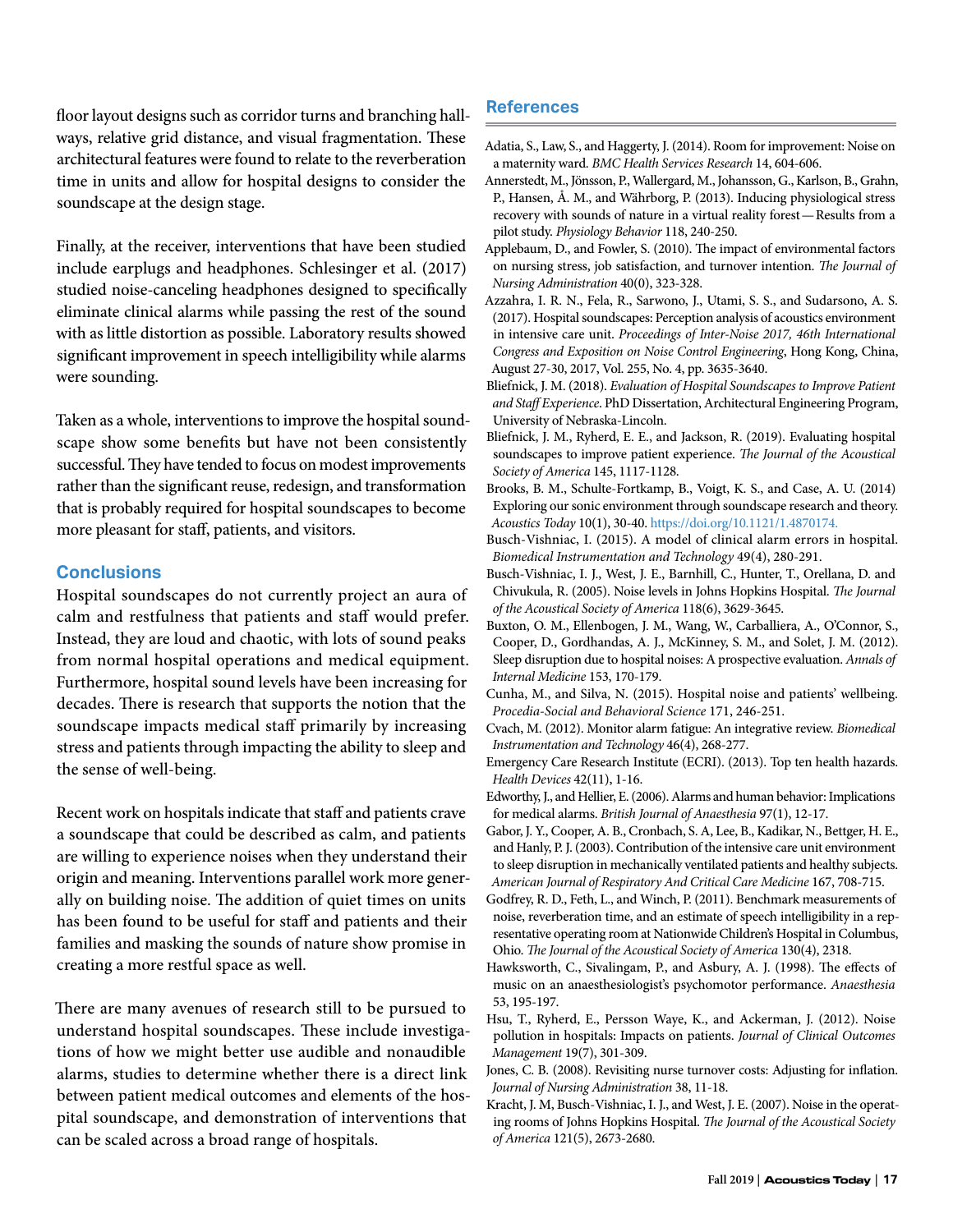floor layout designs such as corridor turns and branching hallways, relative grid distance, and visual fragmentation. These architectural features were found to relate to the reverberation time in units and allow for hospital designs to consider the soundscape at the design stage.

Finally, at the receiver, interventions that have been studied include earplugs and headphones. Schlesinger et al. (2017) studied noise-canceling headphones designed to specifically eliminate clinical alarms while passing the rest of the sound with as little distortion as possible. Laboratory results showed significant improvement in speech intelligibility while alarms were sounding.

Taken as a whole, interventions to improve the hospital soundscape show some benefits but have not been consistently successful. They have tended to focus on modest improvements rather than the significant reuse, redesign, and transformation that is probably required for hospital soundscapes to become more pleasant for staff, patients, and visitors.

## Conclusions

Hospital soundscapes do not currently project an aura of calm and restfulness that patients and staff would prefer. Instead, they are loud and chaotic, with lots of sound peaks from normal hospital operations and medical equipment. Furthermore, hospital sound levels have been increasing for decades. There is research that supports the notion that the soundscape impacts medical staff primarily by increasing stress and patients through impacting the ability to sleep and the sense of well-being.

Recent work on hospitals indicate that staff and patients crave a soundscape that could be described as calm, and patients are willing to experience noises when they understand their origin and meaning. Interventions parallel work more generally on building noise. The addition of quiet times on units has been found to be useful for staff and patients and their families and masking the sounds of nature show promise in creating a more restful space as well.

There are many avenues of research still to be pursued to understand hospital soundscapes. These include investigations of how we might better use audible and nonaudible alarms, studies to determine whether there is a direct link between patient medical outcomes and elements of the hospital soundscape, and demonstration of interventions that can be scaled across a broad range of hospitals.

## References

Adatia, S., Law, S., and Haggerty, J. (2014). Room for improvement: Noise on a maternity ward. *BMC Health Services Research* 14, 604-606.

Annerstedt, M., Jönsson, P., Wallergard, M., Johansson, G., Karlson, B., Grahn, P., Hansen, Å. M., and Währborg, P. (2013). Inducing physiological stress recovery with sounds of nature in a virtual reality forest — Results from a pilot study. *Physiology Behavior* 118, 240-250.

Applebaum, D., and Fowler, S. (2010). The impact of environmental factors on nursing stress, job satisfaction, and turnover intention. *The Journal of Nursing Administration* 40(0), 323-328.

Azzahra, I. R. N., Fela, R., Sarwono, J., Utami, S. S., and Sudarsono, A. S. (2017). Hospital soundscapes: Perception analysis of acoustics environment in intensive care unit. *Proceedings of Inter-Noise 2017, 46th International Congress and Exposition on Noise Control Engineering*, Hong Kong, China, August 27-30, 2017, Vol. 255, No. 4, pp. 3635-3640.

Bliefnick, J. M. (2018). *Evaluation of Hospital Soundscapes to Improve Patient and Staff Experience*. PhD Dissertation, Architectural Engineering Program, University of Nebraska-Lincoln.

Bliefnick, J. M., Ryherd, E. E., and Jackson, R. (2019). Evaluating hospital soundscapes to improve patient experience. *The Journal of the Acoustical Society of America* 145, 1117-1128.

Brooks, B. M., Schulte-Fortkamp, B., Voigt, K. S., and Case, A. U. (2014) Exploring our sonic environment through soundscape research and theory. *Acoustics Today* 10(1), 30-40. https://doi.org/10.1121/1.4870174.

Busch-Vishniac, I. (2015). A model of clinical alarm errors in hospital. *Biomedical Instrumentation and Technology* 49(4), 280-291.

Busch-Vishniac, I. J., West, J. E., Barnhill, C., Hunter, T., Orellana, D. and Chivukula, R. (2005). Noise levels in Johns Hopkins Hospital. *The Journal of the Acoustical Society of America* 118(6), 3629-3645.

Buxton, O. M., Ellenbogen, J. M., Wang, W., Carballiera, A., O'Connor, S., Cooper, D., Gordhandas, A. J., McKinney, S. M., and Solet, J. M. (2012). Sleep disruption due to hospital noises: A prospective evaluation. *Annals of Internal Medicine* 153, 170-179.

Cunha, M., and Silva, N. (2015). Hospital noise and patients' wellbeing. *Procedia-Social and Behavioral Science* 171, 246-251.

Cvach, M. (2012). Monitor alarm fatigue: An integrative review. *Biomedical Instrumentation and Technology* 46(4), 268-277.

Emergency Care Research Institute (ECRI). (2013). Top ten health hazards. *Health Devices* 42(11), 1-16.

Edworthy, J., and Hellier, E. (2006). Alarms and human behavior: Implications for medical alarms. *British Journal of Anaesthesia* 97(1), 12-17.

Gabor, J. Y., Cooper, A. B., Cronbach, S. A, Lee, B., Kadikar, N., Bettger, H. E., and Hanly, P. J. (2003). Contribution of the intensive care unit environment to sleep disruption in mechanically ventilated patients and healthy subjects. *American Journal of Respiratory And Critical Care Medicine* 167, 708-715.

Godfrey, R. D., Feth, L., and Winch, P. (2011). Benchmark measurements of noise, reverberation time, and an estimate of speech intelligibility in a representative operating room at Nationwide Children's Hospital in Columbus, Ohio. *The Journal of the Acoustical Society of America* 130(4), 2318.

Hawksworth, C., Sivalingam, P., and Asbury, A. J. (1998). The effects of music on an anaesthesiologist's psychomotor performance. *Anaesthesia* 53, 195-197.

Hsu, T., Ryherd, E., Persson Waye, K., and Ackerman, J. (2012). Noise pollution in hospitals: Impacts on patients. *Journal of Clinical Outcomes Management* 19(7), 301-309.

Jones, C. B. (2008). Revisiting nurse turnover costs: Adjusting for inflation. *Journal of Nursing Administration* 38, 11-18.

Kracht, J. M, Busch-Vishniac, I. J., and West, J. E. (2007). Noise in the operating rooms of Johns Hopkins Hospital. *The Journal of the Acoustical Society of America* 121(5), 2673-2680.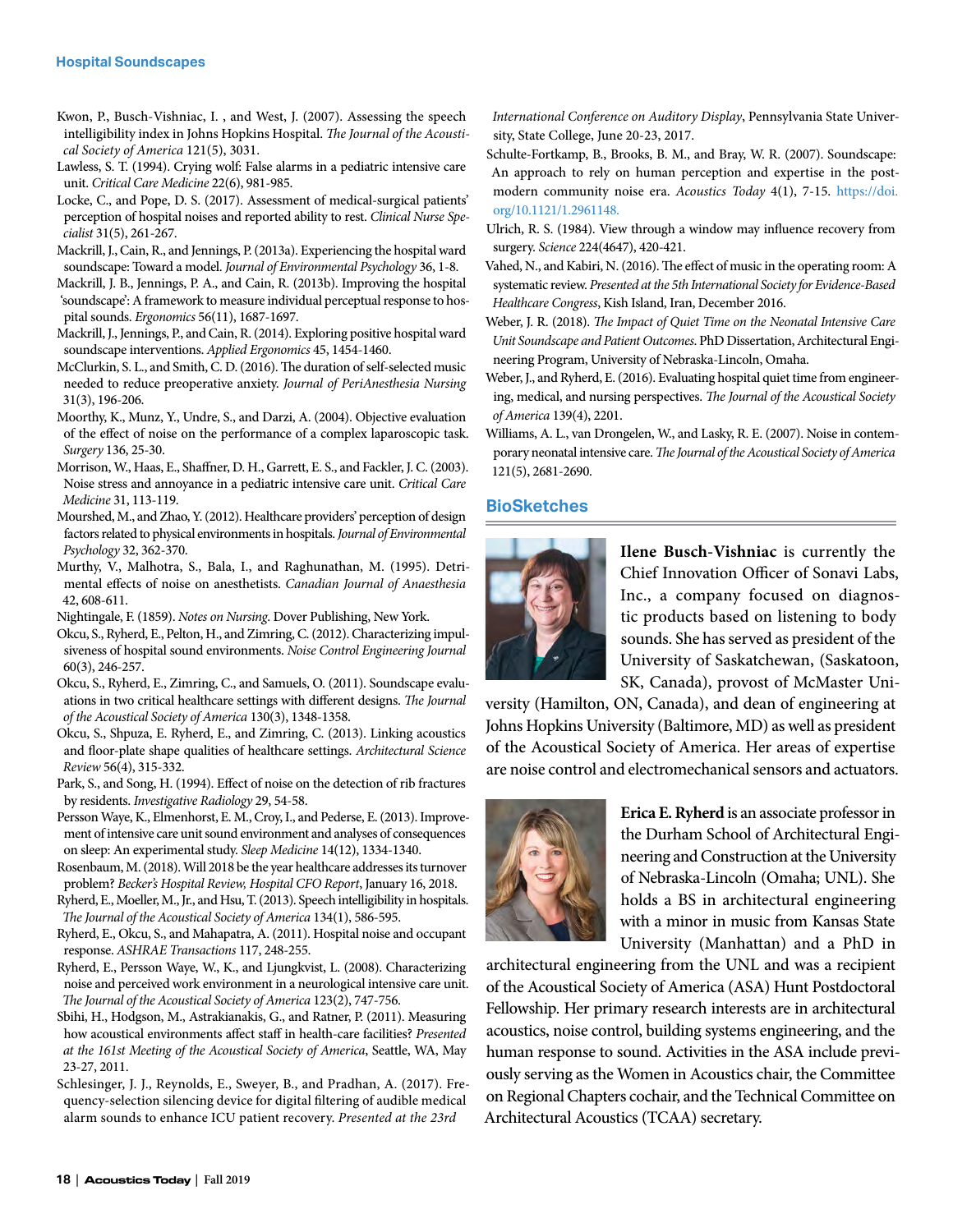Kwon, P., Busch-Vishniac, I. , and West, J. (2007). Assessing the speech intelligibility index in Johns Hopkins Hospital. *The Journal of the Acoustical Society of America* 121(5), 3031.

Lawless, S. T. (1994). Crying wolf: False alarms in a pediatric intensive care unit. *Critical Care Medicine* 22(6), 981-985.

Locke, C., and Pope, D. S. (2017). Assessment of medical-surgical patients' perception of hospital noises and reported ability to rest. *Clinical Nurse Specialist* 31(5), 261-267.

Mackrill, J., Cain, R., and Jennings, P. (2013a). Experiencing the hospital ward soundscape: Toward a model. *Journal of Environmental Psychology* 36, 1-8.

Mackrill, J. B., Jennings, P. A., and Cain, R. (2013b). Improving the hospital 'soundscape': A framework to measure individual perceptual response to hospital sounds. *Ergonomics* 56(11), 1687-1697.

Mackrill, J., Jennings, P., and Cain, R. (2014). Exploring positive hospital ward soundscape interventions. *Applied Ergonomics* 45, 1454-1460.

McClurkin, S. L., and Smith, C. D. (2016). The duration of self-selected music needed to reduce preoperative anxiety. *Journal of PeriAnesthesia Nursing* 31(3), 196-206.

Moorthy, K., Munz, Y., Undre, S., and Darzi, A. (2004). Objective evaluation of the effect of noise on the performance of a complex laparoscopic task. *Surgery* 136, 25-30.

Morrison, W., Haas, E., Shaffner, D. H., Garrett, E. S., and Fackler, J. C. (2003). Noise stress and annoyance in a pediatric intensive care unit. *Critical Care Medicine* 31, 113-119.

Mourshed, M., and Zhao, Y. (2012). Healthcare providers' perception of design factors related to physical environments in hospitals. *Journal of Environmental Psychology* 32, 362-370.

Murthy, V., Malhotra, S., Bala, I., and Raghunathan, M. (1995). Detrimental effects of noise on anesthetists. *Canadian Journal of Anaesthesia* 42, 608-611.

Nightingale, F. (1859). *Notes on Nursing*. Dover Publishing, New York.

Okcu, S., Ryherd, E., Pelton, H., and Zimring, C. (2012). Characterizing impulsiveness of hospital sound environments. *Noise Control Engineering Journal* 60(3), 246-257.

Okcu, S., Ryherd, E., Zimring, C., and Samuels, O. (2011). Soundscape evaluations in two critical healthcare settings with different designs. *The Journal of the Acoustical Society of America* 130(3), 1348-1358.

Okcu, S., Shpuza, E. Ryherd, E., and Zimring, C. (2013). Linking acoustics and floor-plate shape qualities of healthcare settings. *Architectural Science Review* 56(4), 315-332.

Park, S., and Song, H. (1994). Effect of noise on the detection of rib fractures by residents. *Investigative Radiology* 29, 54-58.

Persson Waye, K., Elmenhorst, E. M., Croy, I., and Pederse, E. (2013). Improvement of intensive care unit sound environment and analyses of consequences on sleep: An experimental study. *Sleep Medicine* 14(12), 1334-1340.

Rosenbaum, M. (2018). Will 2018 be the year healthcare addresses its turnover problem? *Becker's Hospital Review, Hospital CFO Report*, January 16, 2018.

Ryherd, E., Moeller, M., Jr., and Hsu, T. (2013). Speech intelligibility in hospitals. *The Journal of the Acoustical Society of America* 134(1), 586-595.

Ryherd, E., Okcu, S., and Mahapatra, A. (2011). Hospital noise and occupant response. *ASHRAE Transactions* 117, 248-255.

Ryherd, E., Persson Waye, W., K., and Ljungkvist, L. (2008). Characterizing noise and perceived work environment in a neurological intensive care unit. *The Journal of the Acoustical Society of America* 123(2), 747-756.

Sbihi, H., Hodgson, M., Astrakianakis, G., and Ratner, P. (2011). Measuring how acoustical environments affect staff in health-care facilities? *Presented at the 161st Meeting of the Acoustical Society of America*, Seattle, WA, May 23-27, 2011.

Schlesinger, J. J., Reynolds, E., Sweyer, B., and Pradhan, A. (2017). Frequency-selection silencing device for digital filtering of audible medical alarm sounds to enhance ICU patient recovery. *Presented at the 23rd International Conference on Auditory Display*, Pennsylvania State University, State College, June 20-23, 2017.

Schulte-Fortkamp, B., Brooks, B. M., and Bray, W. R. (2007). Soundscape: An approach to rely on human perception and expertise in the post-modern community noise era. *Acoustics Today* 4(1), 7-15. https://doi.org/10.1121/1.2961148.

Ulrich, R. S. (1984). View through a window may influence recovery from surgery. *Science* 224(4647), 420-421.

Vahed, N., and Kabiri, N. (2016). The effect of music in the operating room: A systematic review. *Presented at the 5th International Society for Evidence-Based Healthcare Congress*, Kish Island, Iran, December 2016.

Weber, J. R. (2018). *The Impact of Quiet Time on the Neonatal Intensive Care Unit Soundscape and Patient Outcomes*. PhD Dissertation, Architectural Engineering Program, University of Nebraska-Lincoln, Omaha.

Weber, J., and Ryherd, E. (2016). Evaluating hospital quiet time from engineering, medical, and nursing perspectives. *The Journal of the Acoustical Society of America* 139(4), 2201.

Williams, A. L., van Drongelen, W., and Lasky, R. E. (2007). Noise in contemporary neonatal intensive care. *The Journal of the Acoustical Society of America* 121(5), 2681-2690.

## BioSketches

**Ilene Busch-Vishniac** is currently the Chief Innovation Officer of Sonavi Labs, Inc., a company focused on diagnostic products based on listening to body sounds. She has served as president of the University of Saskatchewan, (Saskatoon, SK, Canada), provost of McMaster University (Hamilton, ON, Canada), and dean of engineering at Johns Hopkins University (Baltimore, MD) as well as president of the Acoustical Society of America. Her areas of expertise are noise control and electromechanical sensors and actuators.

**Erica E. Ryherd** is an associate professor in the Durham School of Architectural Engineering and Construction at the University of Nebraska-Lincoln (Omaha; UNL). She holds a BS in architectural engineering with a minor in music from Kansas State University (Manhattan) and a PhD in architectural engineering from the UNL and was a recipient of the Acoustical Society of America (ASA) Hunt Postdoctoral Fellowship. Her primary research interests are in architectural acoustics, noise control, building systems engineering, and the human response to sound. Activities in the ASA include previously serving as the Women in Acoustics chair, the Committee on Regional Chapters cochair, and the Technical Committee on Architectural Acoustics (TCAA) secretary.